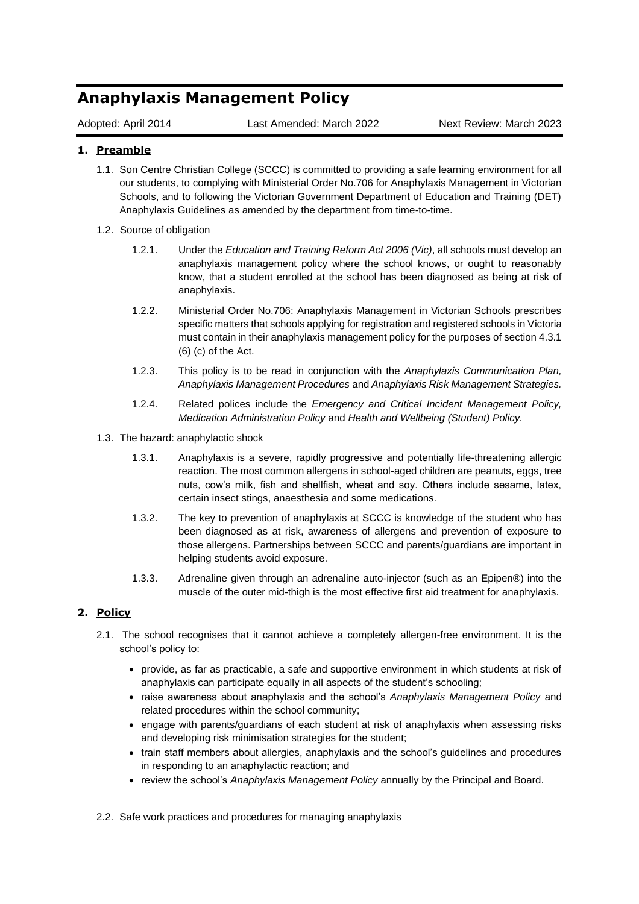# Anaphylaxis Management Policy

Adopted: April 2014 Last Amended: March 2022 Next Review: March 2023

## 1. Preamble

1.1. Son Centre Christian College (SCCC) is committed to providing a safe learning environment for all our students, to complying with Ministerial Order No.706 for Anaphylaxis Management in Victorian Schools, and to following the Victorian Government Department of Education and Training (DET) Anaphylaxis Guidelines as amended by the department from time-to-time.

1.2. Source of obligation

1.2.1. Under the *Education and Training Reform Act 2006 (Vic)*, all schools must develop an anaphylaxis management policy where the school knows, or ought to reasonably know, that a student enrolled at the school has been diagnosed as being at risk of anaphylaxis.

1.2.2. Ministerial Order No.706: Anaphylaxis Management in Victorian Schools prescribes specific matters that schools applying for registration and registered schools in Victoria must contain in their anaphylaxis management policy for the purposes of section 4.3.1 (6) (c) of the Act.

1.2.3. This policy is to be read in conjunction with the *Anaphylaxis Communication Plan, Anaphylaxis Management Procedures* and *Anaphylaxis Risk Management Strategies.*

1.2.4. Related polices include the *Emergency and Critical Incident Management Policy, Medication Administration Policy* and *Health and Wellbeing (Student) Policy.*

1.3. The hazard: anaphylactic shock

1.3.1. Anaphylaxis is a severe, rapidly progressive and potentially life-threatening allergic reaction. The most common allergens in school-aged children are peanuts, eggs, tree nuts, cow's milk, fish and shellfish, wheat and soy. Others include sesame, latex, certain insect stings, anaesthesia and some medications.

1.3.2. The key to prevention of anaphylaxis at SCCC is knowledge of the student who has been diagnosed as at risk, awareness of allergens and prevention of exposure to those allergens. Partnerships between SCCC and parents/guardians are important in helping students avoid exposure.

1.3.3. Adrenaline given through an adrenaline auto-injector (such as an Epipen®) into the muscle of the outer mid-thigh is the most effective first aid treatment for anaphylaxis.

## 2. Policy

2.1. The school recognises that it cannot achieve a completely allergen-free environment. It is the school's policy to:

- provide, as far as practicable, a safe and supportive environment in which students at risk of anaphylaxis can participate equally in all aspects of the student's schooling;
- raise awareness about anaphylaxis and the school's *Anaphylaxis Management Policy* and related procedures within the school community;
- engage with parents/guardians of each student at risk of anaphylaxis when assessing risks and developing risk minimisation strategies for the student;
- train staff members about allergies, anaphylaxis and the school's guidelines and procedures in responding to an anaphylactic reaction; and
- review the school's *Anaphylaxis Management Policy* annually by the Principal and Board.

2.2. Safe work practices and procedures for managing anaphylaxis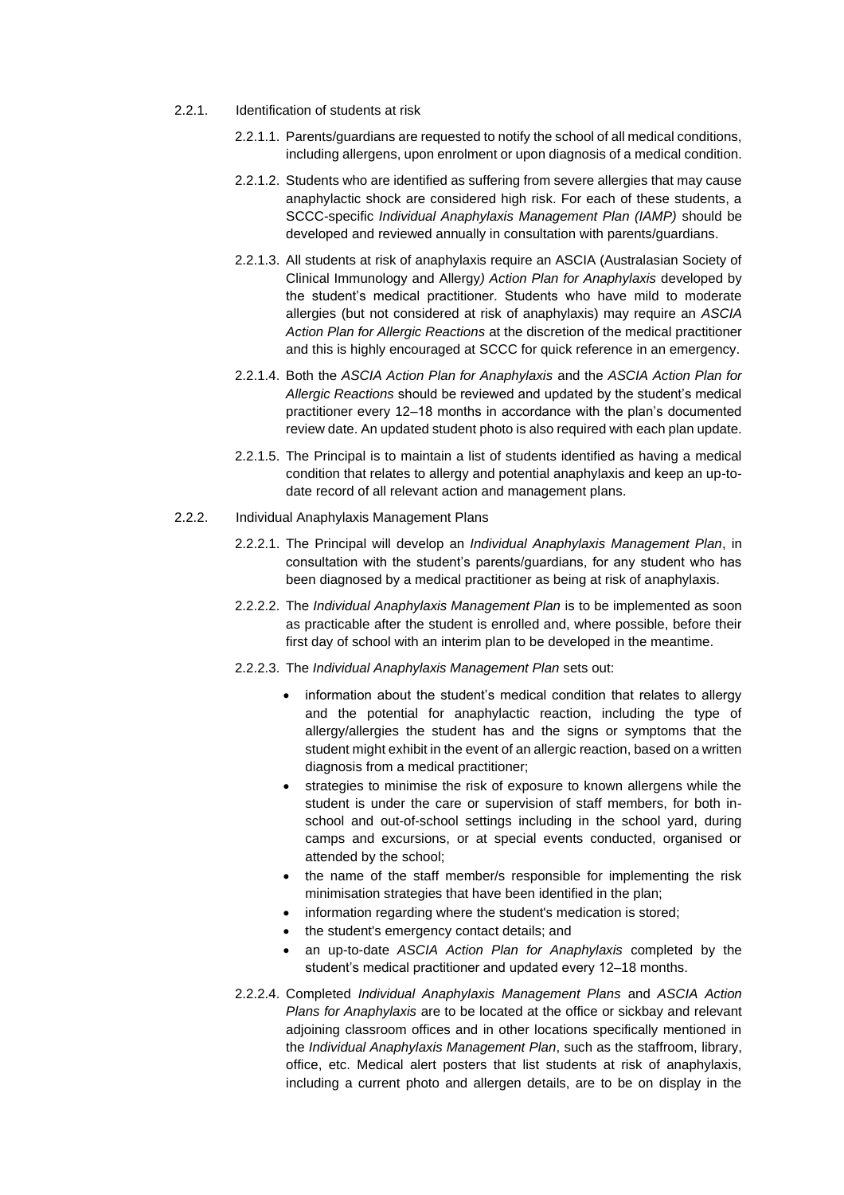2.2.1. Identification of students at risk

2.2.1.1. Parents/guardians are requested to notify the school of all medical conditions, including allergens, upon enrolment or upon diagnosis of a medical condition.

2.2.1.2. Students who are identified as suffering from severe allergies that may cause anaphylactic shock are considered high risk. For each of these students, a SCCC-specific *Individual Anaphylaxis Management Plan (IAMP)* should be developed and reviewed annually in consultation with parents/guardians.

2.2.1.3. All students at risk of anaphylaxis require an ASCIA (Australasian Society of Clinical Immunology and Allergy*) Action Plan for Anaphylaxis* developed by the student's medical practitioner. Students who have mild to moderate allergies (but not considered at risk of anaphylaxis) may require an *ASCIA Action Plan for Allergic Reactions* at the discretion of the medical practitioner and this is highly encouraged at SCCC for quick reference in an emergency.

2.2.1.4. Both the *ASCIA Action Plan for Anaphylaxis* and the *ASCIA Action Plan for Allergic Reactions* should be reviewed and updated by the student's medical practitioner every 12–18 months in accordance with the plan's documented review date. An updated student photo is also required with each plan update.

2.2.1.5. The Principal is to maintain a list of students identified as having a medical condition that relates to allergy and potential anaphylaxis and keep an up-to-date record of all relevant action and management plans.

2.2.2. Individual Anaphylaxis Management Plans

2.2.2.1. The Principal will develop an *Individual Anaphylaxis Management Plan*, in consultation with the student's parents/guardians, for any student who has been diagnosed by a medical practitioner as being at risk of anaphylaxis.

2.2.2.2. The *Individual Anaphylaxis Management Plan* is to be implemented as soon as practicable after the student is enrolled and, where possible, before their first day of school with an interim plan to be developed in the meantime.

2.2.2.3. The *Individual Anaphylaxis Management Plan* sets out:

- information about the student's medical condition that relates to allergy and the potential for anaphylactic reaction, including the type of allergy/allergies the student has and the signs or symptoms that the student might exhibit in the event of an allergic reaction, based on a written diagnosis from a medical practitioner;
- strategies to minimise the risk of exposure to known allergens while the student is under the care or supervision of staff members, for both in-school and out-of-school settings including in the school yard, during camps and excursions, or at special events conducted, organised or attended by the school;
- the name of the staff member/s responsible for implementing the risk minimisation strategies that have been identified in the plan;
- information regarding where the student's medication is stored;
- the student's emergency contact details; and
- an up-to-date *ASCIA Action Plan for Anaphylaxis* completed by the student's medical practitioner and updated every 12–18 months.

2.2.2.4. Completed *Individual Anaphylaxis Management Plans* and *ASCIA Action Plans for Anaphylaxis* are to be located at the office or sickbay and relevant adjoining classroom offices and in other locations specifically mentioned in the *Individual Anaphylaxis Management Plan*, such as the staffroom, library, office, etc. Medical alert posters that list students at risk of anaphylaxis, including a current photo and allergen details, are to be on display in the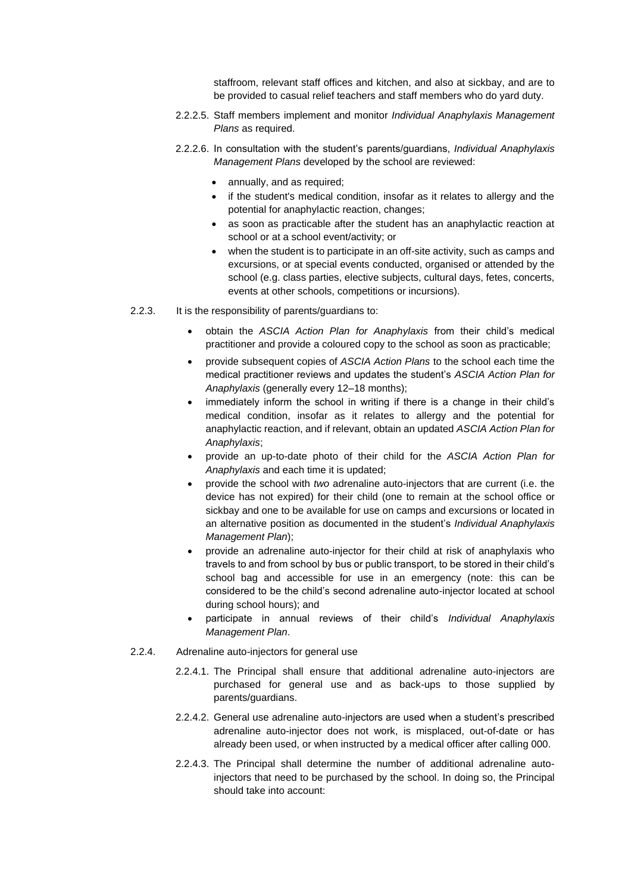staffroom, relevant staff offices and kitchen, and also at sickbay, and are to be provided to casual relief teachers and staff members who do yard duty.

2.2.2.5. Staff members implement and monitor *Individual Anaphylaxis Management Plans* as required.

2.2.2.6. In consultation with the student's parents/guardians, *Individual Anaphylaxis Management Plans* developed by the school are reviewed:

- annually, and as required;
- if the student's medical condition, insofar as it relates to allergy and the potential for anaphylactic reaction, changes;
- as soon as practicable after the student has an anaphylactic reaction at school or at a school event/activity; or
- when the student is to participate in an off-site activity, such as camps and excursions, or at special events conducted, organised or attended by the school (e.g. class parties, elective subjects, cultural days, fetes, concerts, events at other schools, competitions or incursions).

2.2.3. It is the responsibility of parents/guardians to:

- obtain the *ASCIA Action Plan for Anaphylaxis* from their child's medical practitioner and provide a coloured copy to the school as soon as practicable;
- provide subsequent copies of *ASCIA Action Plans* to the school each time the medical practitioner reviews and updates the student's *ASCIA Action Plan for Anaphylaxis* (generally every 12–18 months);
- immediately inform the school in writing if there is a change in their child's medical condition, insofar as it relates to allergy and the potential for anaphylactic reaction, and if relevant, obtain an updated *ASCIA Action Plan for Anaphylaxis*;
- provide an up-to-date photo of their child for the *ASCIA Action Plan for Anaphylaxis* and each time it is updated;
- provide the school with *two* adrenaline auto-injectors that are current (i.e. the device has not expired) for their child (one to remain at the school office or sickbay and one to be available for use on camps and excursions or located in an alternative position as documented in the student's *Individual Anaphylaxis Management Plan*);
- provide an adrenaline auto-injector for their child at risk of anaphylaxis who travels to and from school by bus or public transport, to be stored in their child's school bag and accessible for use in an emergency (note: this can be considered to be the child's second adrenaline auto-injector located at school during school hours); and
- participate in annual reviews of their child's *Individual Anaphylaxis Management Plan*.

2.2.4. Adrenaline auto-injectors for general use

2.2.4.1. The Principal shall ensure that additional adrenaline auto-injectors are purchased for general use and as back-ups to those supplied by parents/guardians.

2.2.4.2. General use adrenaline auto-injectors are used when a student's prescribed adrenaline auto-injector does not work, is misplaced, out-of-date or has already been used, or when instructed by a medical officer after calling 000.

2.2.4.3. The Principal shall determine the number of additional adrenaline auto-injectors that need to be purchased by the school. In doing so, the Principal should take into account: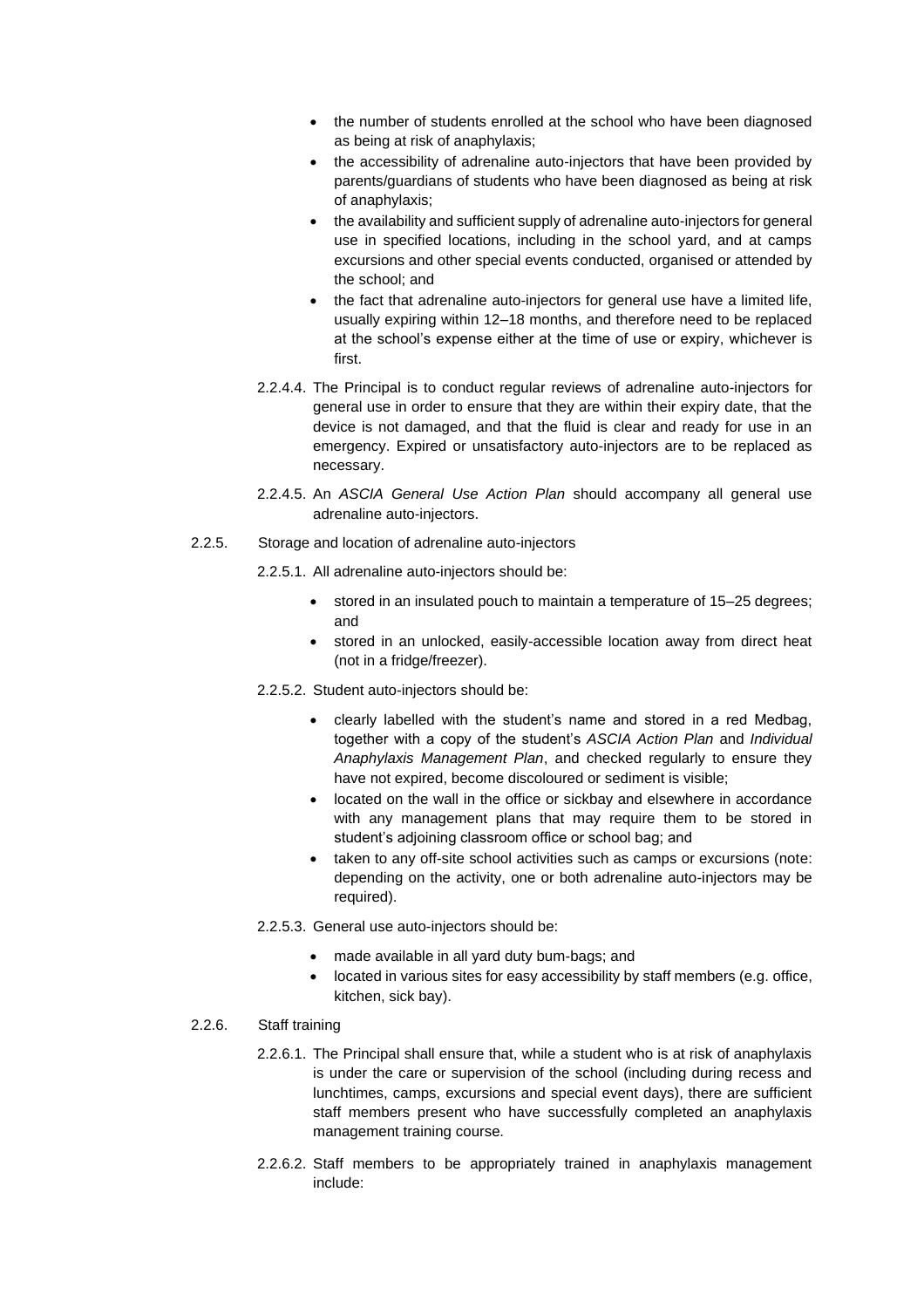- the number of students enrolled at the school who have been diagnosed as being at risk of anaphylaxis;
- the accessibility of adrenaline auto-injectors that have been provided by parents/guardians of students who have been diagnosed as being at risk of anaphylaxis;
- the availability and sufficient supply of adrenaline auto-injectors for general use in specified locations, including in the school yard, and at camps excursions and other special events conducted, organised or attended by the school; and
- the fact that adrenaline auto-injectors for general use have a limited life, usually expiring within 12–18 months, and therefore need to be replaced at the school's expense either at the time of use or expiry, whichever is first.

2.2.4.4. The Principal is to conduct regular reviews of adrenaline auto-injectors for general use in order to ensure that they are within their expiry date, that the device is not damaged, and that the fluid is clear and ready for use in an emergency. Expired or unsatisfactory auto-injectors are to be replaced as necessary.

2.2.4.5. An *ASCIA General Use Action Plan* should accompany all general use adrenaline auto-injectors.

2.2.5. Storage and location of adrenaline auto-injectors

2.2.5.1. All adrenaline auto-injectors should be:

- stored in an insulated pouch to maintain a temperature of 15–25 degrees; and
- stored in an unlocked, easily-accessible location away from direct heat (not in a fridge/freezer).

2.2.5.2. Student auto-injectors should be:

- clearly labelled with the student's name and stored in a red Medbag, together with a copy of the student's *ASCIA Action Plan* and *Individual Anaphylaxis Management Plan*, and checked regularly to ensure they have not expired, become discoloured or sediment is visible;
- located on the wall in the office or sickbay and elsewhere in accordance with any management plans that may require them to be stored in student's adjoining classroom office or school bag; and
- taken to any off-site school activities such as camps or excursions (note: depending on the activity, one or both adrenaline auto-injectors may be required).

2.2.5.3. General use auto-injectors should be:

- made available in all yard duty bum-bags; and
- located in various sites for easy accessibility by staff members (e.g. office, kitchen, sick bay).

2.2.6. Staff training

2.2.6.1. The Principal shall ensure that, while a student who is at risk of anaphylaxis is under the care or supervision of the school (including during recess and lunchtimes, camps, excursions and special event days), there are sufficient staff members present who have successfully completed an anaphylaxis management training course.

2.2.6.2. Staff members to be appropriately trained in anaphylaxis management include: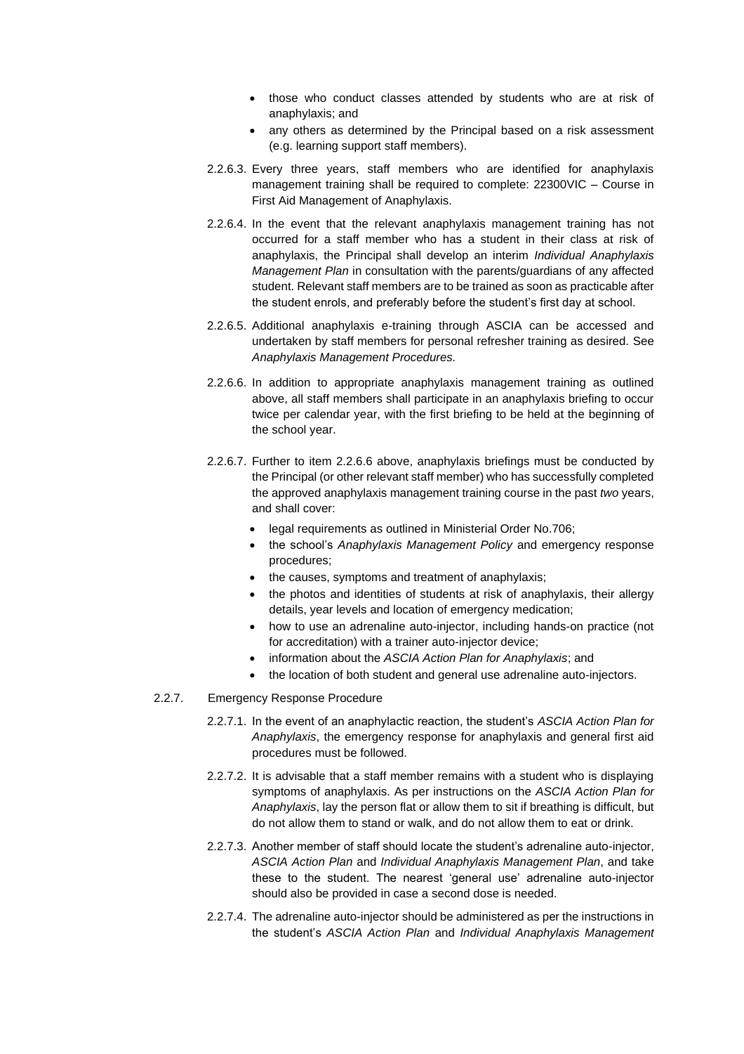- those who conduct classes attended by students who are at risk of anaphylaxis; and
- any others as determined by the Principal based on a risk assessment (e.g. learning support staff members).

2.2.6.3. Every three years, staff members who are identified for anaphylaxis management training shall be required to complete: 22300VIC – Course in First Aid Management of Anaphylaxis.

2.2.6.4. In the event that the relevant anaphylaxis management training has not occurred for a staff member who has a student in their class at risk of anaphylaxis, the Principal shall develop an interim *Individual Anaphylaxis Management Plan* in consultation with the parents/guardians of any affected student. Relevant staff members are to be trained as soon as practicable after the student enrols, and preferably before the student's first day at school.

2.2.6.5. Additional anaphylaxis e-training through ASCIA can be accessed and undertaken by staff members for personal refresher training as desired. See *Anaphylaxis Management Procedures.*

2.2.6.6. In addition to appropriate anaphylaxis management training as outlined above, all staff members shall participate in an anaphylaxis briefing to occur twice per calendar year, with the first briefing to be held at the beginning of the school year.

2.2.6.7. Further to item 2.2.6.6 above, anaphylaxis briefings must be conducted by the Principal (or other relevant staff member) who has successfully completed the approved anaphylaxis management training course in the past *two* years, and shall cover:

- legal requirements as outlined in Ministerial Order No.706;
- the school's *Anaphylaxis Management Policy* and emergency response procedures;
- the causes, symptoms and treatment of anaphylaxis;
- the photos and identities of students at risk of anaphylaxis, their allergy details, year levels and location of emergency medication;
- how to use an adrenaline auto-injector, including hands-on practice (not for accreditation) with a trainer auto-injector device;
- information about the *ASCIA Action Plan for Anaphylaxis*; and
- the location of both student and general use adrenaline auto-injectors.

2.2.7. Emergency Response Procedure

2.2.7.1. In the event of an anaphylactic reaction, the student's *ASCIA Action Plan for Anaphylaxis*, the emergency response for anaphylaxis and general first aid procedures must be followed.

2.2.7.2. It is advisable that a staff member remains with a student who is displaying symptoms of anaphylaxis. As per instructions on the *ASCIA Action Plan for Anaphylaxis*, lay the person flat or allow them to sit if breathing is difficult, but do not allow them to stand or walk, and do not allow them to eat or drink.

2.2.7.3. Another member of staff should locate the student's adrenaline auto-injector, *ASCIA Action Plan* and *Individual Anaphylaxis Management Plan*, and take these to the student. The nearest 'general use' adrenaline auto-injector should also be provided in case a second dose is needed.

2.2.7.4. The adrenaline auto-injector should be administered as per the instructions in the student's *ASCIA Action Plan* and *Individual Anaphylaxis Management*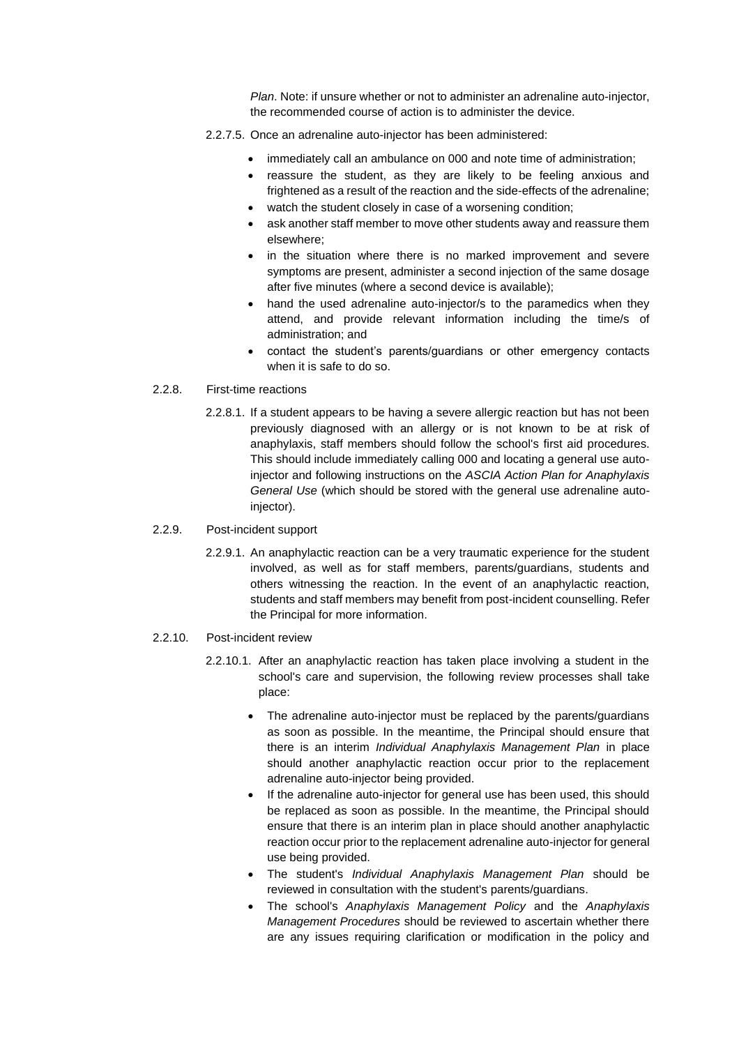*Plan*. Note: if unsure whether or not to administer an adrenaline auto-injector, the recommended course of action is to administer the device.

2.2.7.5. Once an adrenaline auto-injector has been administered:

- immediately call an ambulance on 000 and note time of administration;
- reassure the student, as they are likely to be feeling anxious and frightened as a result of the reaction and the side-effects of the adrenaline;
- watch the student closely in case of a worsening condition;
- ask another staff member to move other students away and reassure them elsewhere;
- in the situation where there is no marked improvement and severe symptoms are present, administer a second injection of the same dosage after five minutes (where a second device is available);
- hand the used adrenaline auto-injector/s to the paramedics when they attend, and provide relevant information including the time/s of administration; and
- contact the student's parents/guardians or other emergency contacts when it is safe to do so.

2.2.8. First-time reactions

2.2.8.1. If a student appears to be having a severe allergic reaction but has not been previously diagnosed with an allergy or is not known to be at risk of anaphylaxis, staff members should follow the school's first aid procedures. This should include immediately calling 000 and locating a general use auto-injector and following instructions on the *ASCIA Action Plan for Anaphylaxis General Use* (which should be stored with the general use adrenaline auto-injector).

2.2.9. Post-incident support

2.2.9.1. An anaphylactic reaction can be a very traumatic experience for the student involved, as well as for staff members, parents/guardians, students and others witnessing the reaction. In the event of an anaphylactic reaction, students and staff members may benefit from post-incident counselling. Refer the Principal for more information.

2.2.10. Post-incident review

2.2.10.1. After an anaphylactic reaction has taken place involving a student in the school's care and supervision, the following review processes shall take place:

- The adrenaline auto-injector must be replaced by the parents/guardians as soon as possible. In the meantime, the Principal should ensure that there is an interim *Individual Anaphylaxis Management Plan* in place should another anaphylactic reaction occur prior to the replacement adrenaline auto-injector being provided.
- If the adrenaline auto-injector for general use has been used, this should be replaced as soon as possible. In the meantime, the Principal should ensure that there is an interim plan in place should another anaphylactic reaction occur prior to the replacement adrenaline auto-injector for general use being provided.
- The student's *Individual Anaphylaxis Management Plan* should be reviewed in consultation with the student's parents/guardians.
- The school's *Anaphylaxis Management Policy* and the *Anaphylaxis Management Procedures* should be reviewed to ascertain whether there are any issues requiring clarification or modification in the policy and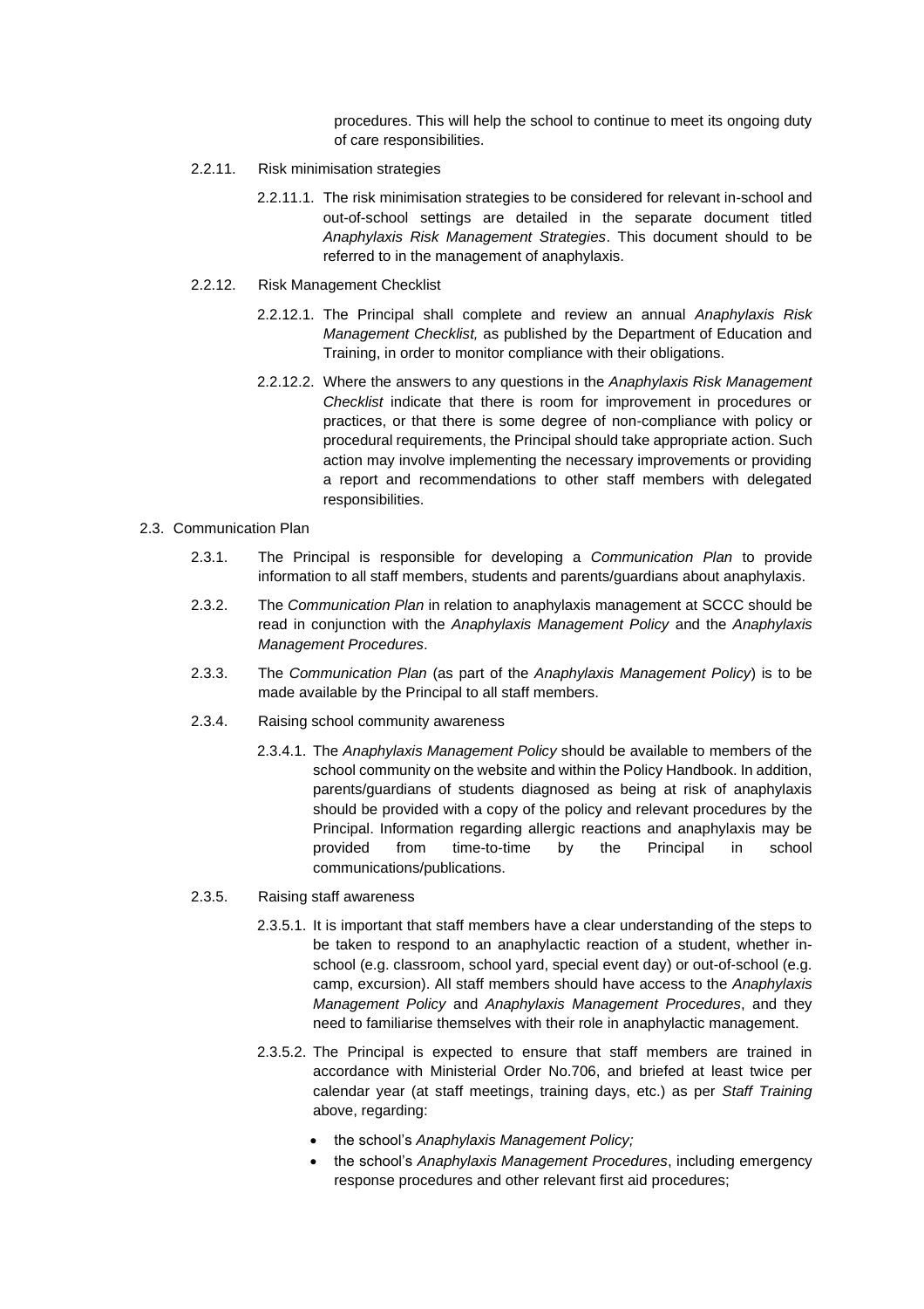procedures. This will help the school to continue to meet its ongoing duty of care responsibilities.

2.2.11. Risk minimisation strategies

2.2.11.1. The risk minimisation strategies to be considered for relevant in-school and out-of-school settings are detailed in the separate document titled *Anaphylaxis Risk Management Strategies*. This document should to be referred to in the management of anaphylaxis.

2.2.12. Risk Management Checklist

2.2.12.1. The Principal shall complete and review an annual *Anaphylaxis Risk Management Checklist,* as published by the Department of Education and Training, in order to monitor compliance with their obligations.

2.2.12.2. Where the answers to any questions in the *Anaphylaxis Risk Management Checklist* indicate that there is room for improvement in procedures or practices, or that there is some degree of non-compliance with policy or procedural requirements, the Principal should take appropriate action. Such action may involve implementing the necessary improvements or providing a report and recommendations to other staff members with delegated responsibilities.

2.3. Communication Plan

2.3.1. The Principal is responsible for developing a *Communication Plan* to provide information to all staff members, students and parents/guardians about anaphylaxis.

2.3.2. The *Communication Plan* in relation to anaphylaxis management at SCCC should be read in conjunction with the *Anaphylaxis Management Policy* and the *Anaphylaxis Management Procedures*.

2.3.3. The *Communication Plan* (as part of the *Anaphylaxis Management Policy*) is to be made available by the Principal to all staff members.

2.3.4. Raising school community awareness

2.3.4.1. The *Anaphylaxis Management Policy* should be available to members of the school community on the website and within the Policy Handbook. In addition, parents/guardians of students diagnosed as being at risk of anaphylaxis should be provided with a copy of the policy and relevant procedures by the Principal. Information regarding allergic reactions and anaphylaxis may be provided from time-to-time by the Principal in school communications/publications.

2.3.5. Raising staff awareness

2.3.5.1. It is important that staff members have a clear understanding of the steps to be taken to respond to an anaphylactic reaction of a student, whether in-school (e.g. classroom, school yard, special event day) or out-of-school (e.g. camp, excursion). All staff members should have access to the *Anaphylaxis Management Policy* and *Anaphylaxis Management Procedures*, and they need to familiarise themselves with their role in anaphylactic management.

2.3.5.2. The Principal is expected to ensure that staff members are trained in accordance with Ministerial Order No.706, and briefed at least twice per calendar year (at staff meetings, training days, etc.) as per *Staff Training* above, regarding:

- the school's *Anaphylaxis Management Policy;*
- the school's *Anaphylaxis Management Procedures*, including emergency response procedures and other relevant first aid procedures;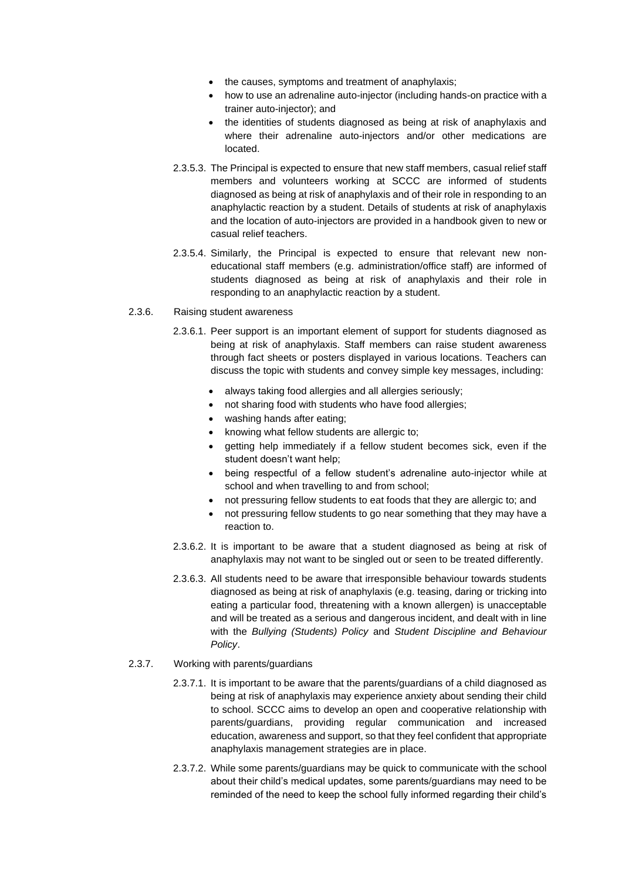- the causes, symptoms and treatment of anaphylaxis;
- how to use an adrenaline auto-injector (including hands-on practice with a trainer auto-injector); and
- the identities of students diagnosed as being at risk of anaphylaxis and where their adrenaline auto-injectors and/or other medications are located.

2.3.5.3. The Principal is expected to ensure that new staff members, casual relief staff members and volunteers working at SCCC are informed of students diagnosed as being at risk of anaphylaxis and of their role in responding to an anaphylactic reaction by a student. Details of students at risk of anaphylaxis and the location of auto-injectors are provided in a handbook given to new or casual relief teachers.

2.3.5.4. Similarly, the Principal is expected to ensure that relevant new non-educational staff members (e.g. administration/office staff) are informed of students diagnosed as being at risk of anaphylaxis and their role in responding to an anaphylactic reaction by a student.

2.3.6. Raising student awareness

2.3.6.1. Peer support is an important element of support for students diagnosed as being at risk of anaphylaxis. Staff members can raise student awareness through fact sheets or posters displayed in various locations. Teachers can discuss the topic with students and convey simple key messages, including:

- always taking food allergies and all allergies seriously;
- not sharing food with students who have food allergies;
- washing hands after eating;
- knowing what fellow students are allergic to;
- getting help immediately if a fellow student becomes sick, even if the student doesn't want help;
- being respectful of a fellow student's adrenaline auto-injector while at school and when travelling to and from school;
- not pressuring fellow students to eat foods that they are allergic to; and
- not pressuring fellow students to go near something that they may have a reaction to.

2.3.6.2. It is important to be aware that a student diagnosed as being at risk of anaphylaxis may not want to be singled out or seen to be treated differently.

2.3.6.3. All students need to be aware that irresponsible behaviour towards students diagnosed as being at risk of anaphylaxis (e.g. teasing, daring or tricking into eating a particular food, threatening with a known allergen) is unacceptable and will be treated as a serious and dangerous incident, and dealt with in line with the *Bullying (Students) Policy* and *Student Discipline and Behaviour Policy*.

2.3.7. Working with parents/guardians

2.3.7.1. It is important to be aware that the parents/guardians of a child diagnosed as being at risk of anaphylaxis may experience anxiety about sending their child to school. SCCC aims to develop an open and cooperative relationship with parents/guardians, providing regular communication and increased education, awareness and support, so that they feel confident that appropriate anaphylaxis management strategies are in place.

2.3.7.2. While some parents/guardians may be quick to communicate with the school about their child's medical updates, some parents/guardians may need to be reminded of the need to keep the school fully informed regarding their child's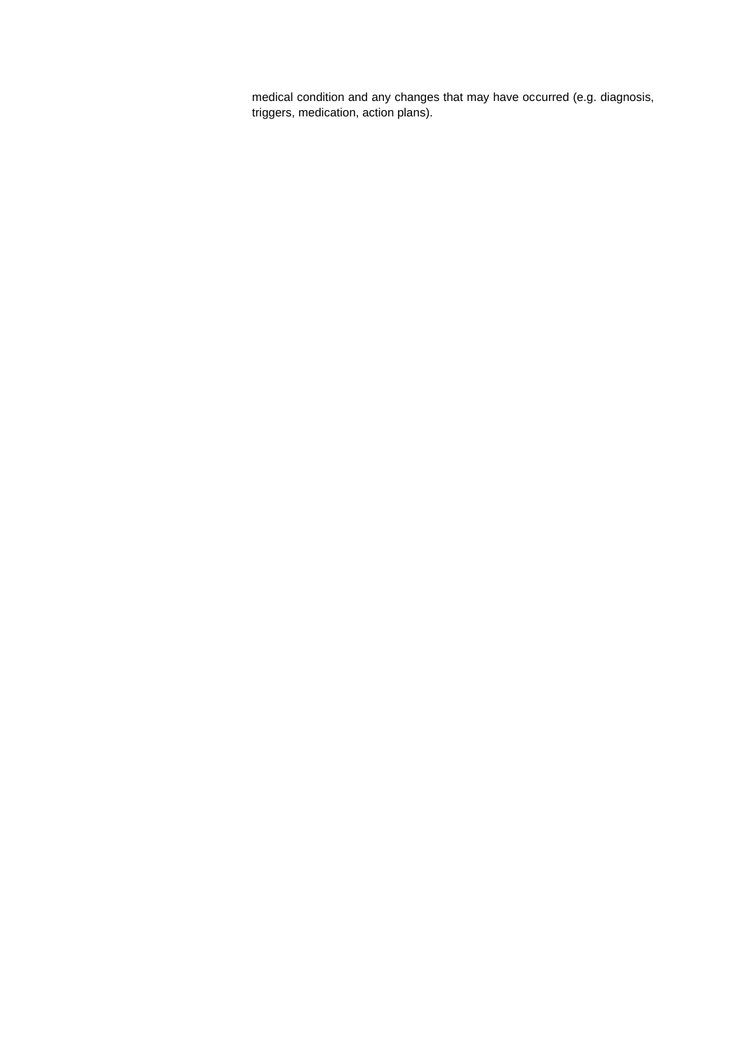medical condition and any changes that may have occurred (e.g. diagnosis, triggers, medication, action plans).